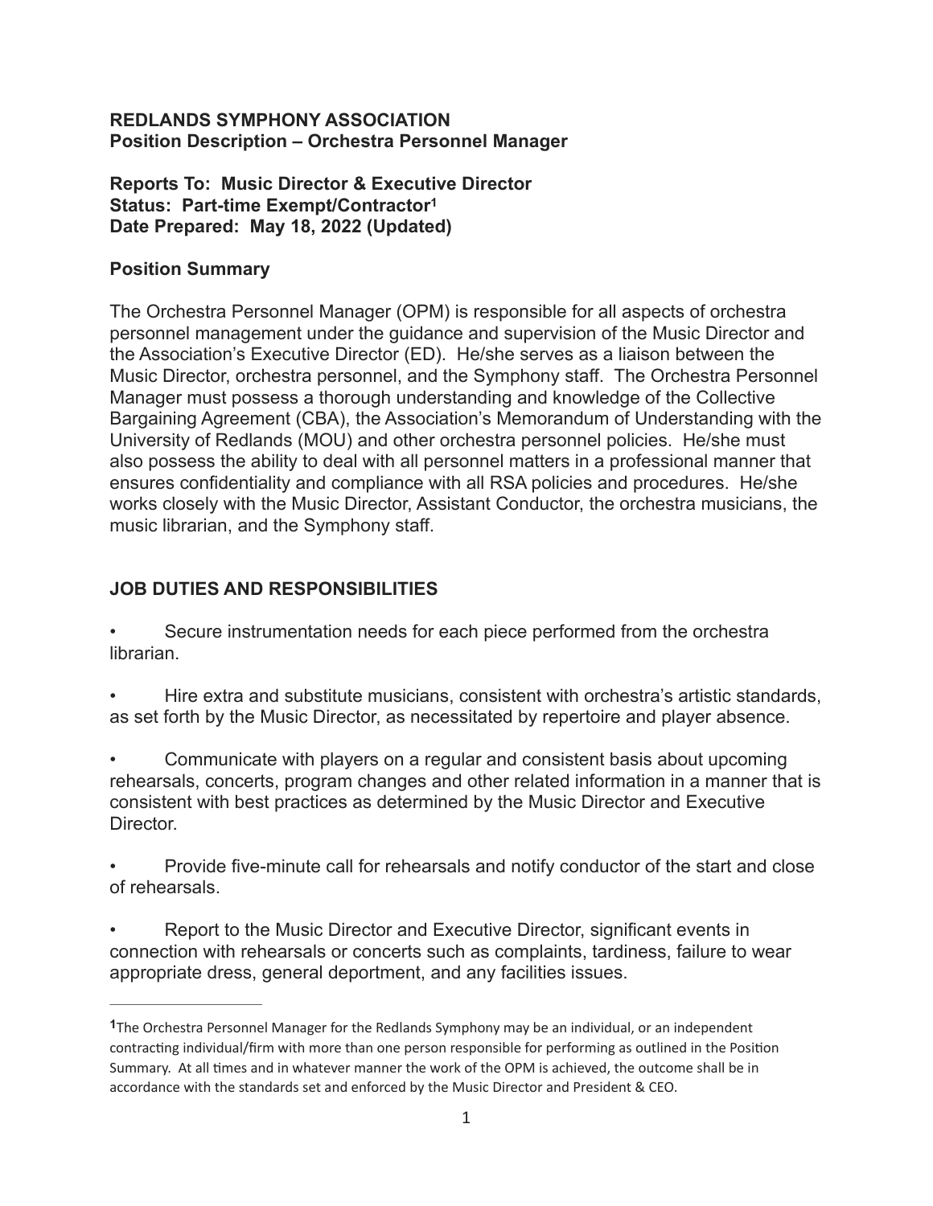**REDLANDS SYMPHONY ASSOCIATION**
**Position Description – Orchestra Personnel Manager**

**Reports To: Music Director & Executive Director**
**Status: Part-time Exempt/Contractor[1]**
**Date Prepared: May 18, 2022 (Updated)**

## Position Summary

The Orchestra Personnel Manager (OPM) is responsible for all aspects of orchestra personnel management under the guidance and supervision of the Music Director and the Association's Executive Director (ED). He/she serves as a liaison between the Music Director, orchestra personnel, and the Symphony staff. The Orchestra Personnel Manager must possess a thorough understanding and knowledge of the Collective Bargaining Agreement (CBA), the Association's Memorandum of Understanding with the University of Redlands (MOU) and other orchestra personnel policies. He/she must also possess the ability to deal with all personnel matters in a professional manner that ensures confidentiality and compliance with all RSA policies and procedures. He/she works closely with the Music Director, Assistant Conductor, the orchestra musicians, the music librarian, and the Symphony staff.

## JOB DUTIES AND RESPONSIBILITIES

- Secure instrumentation needs for each piece performed from the orchestra librarian.
- Hire extra and substitute musicians, consistent with orchestra's artistic standards, as set forth by the Music Director, as necessitated by repertoire and player absence.
- Communicate with players on a regular and consistent basis about upcoming rehearsals, concerts, program changes and other related information in a manner that is consistent with best practices as determined by the Music Director and Executive Director.
- Provide five-minute call for rehearsals and notify conductor of the start and close of rehearsals.
- Report to the Music Director and Executive Director, significant events in connection with rehearsals or concerts such as complaints, tardiness, failure to wear appropriate dress, general deportment, and any facilities issues.

---

[1] The Orchestra Personnel Manager for the Redlands Symphony may be an individual, or an independent contracting individual/firm with more than one person responsible for performing as outlined in the Position Summary. At all times and in whatever manner the work of the OPM is achieved, the outcome shall be in accordance with the standards set and enforced by the Music Director and President & CEO.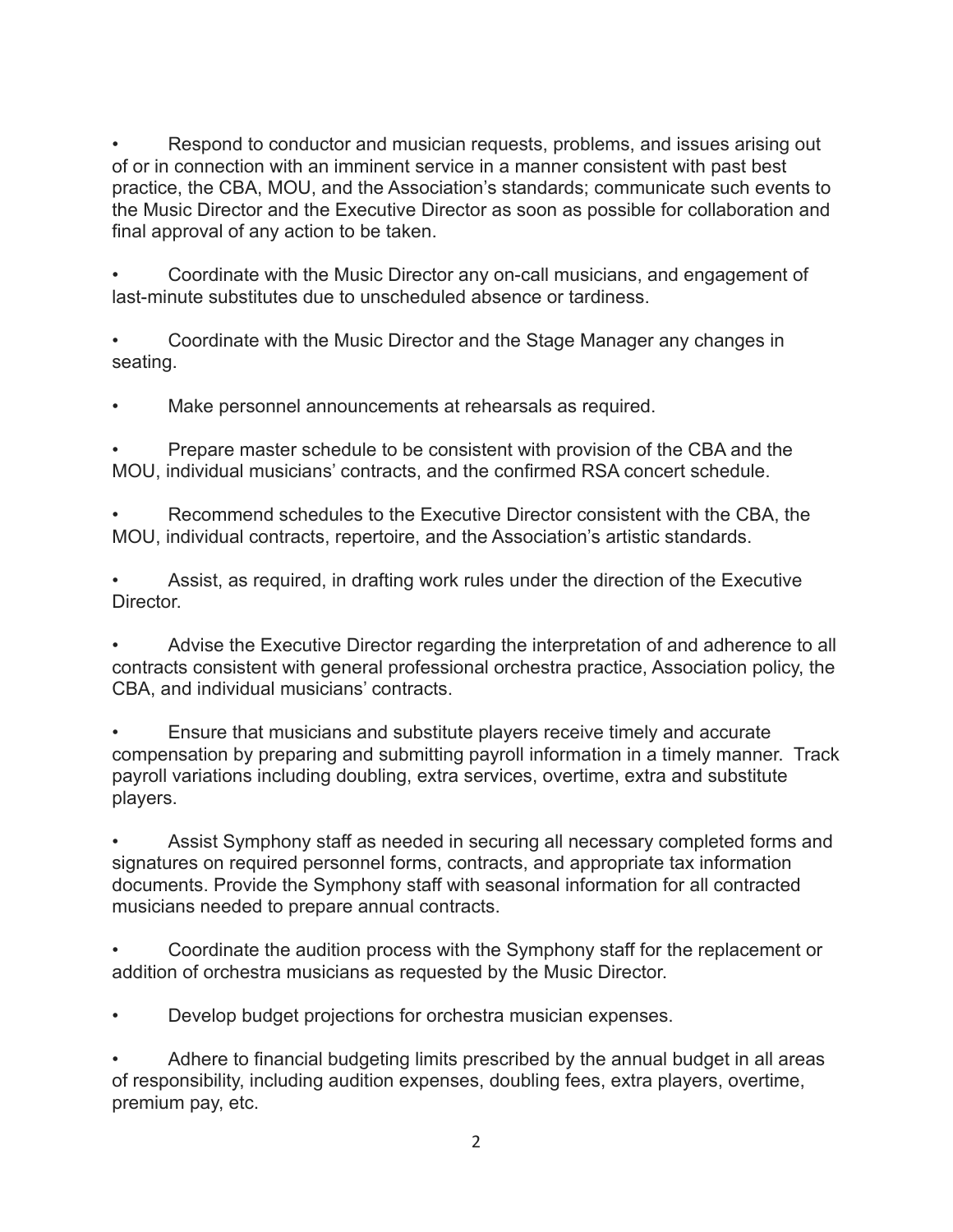- Respond to conductor and musician requests, problems, and issues arising out of or in connection with an imminent service in a manner consistent with past best practice, the CBA, MOU, and the Association's standards; communicate such events to the Music Director and the Executive Director as soon as possible for collaboration and final approval of any action to be taken.

- Coordinate with the Music Director any on-call musicians, and engagement of last-minute substitutes due to unscheduled absence or tardiness.

- Coordinate with the Music Director and the Stage Manager any changes in seating.

- Make personnel announcements at rehearsals as required.

- Prepare master schedule to be consistent with provision of the CBA and the MOU, individual musicians' contracts, and the confirmed RSA concert schedule.

- Recommend schedules to the Executive Director consistent with the CBA, the MOU, individual contracts, repertoire, and the Association's artistic standards.

- Assist, as required, in drafting work rules under the direction of the Executive Director.

- Advise the Executive Director regarding the interpretation of and adherence to all contracts consistent with general professional orchestra practice, Association policy, the CBA, and individual musicians' contracts.

- Ensure that musicians and substitute players receive timely and accurate compensation by preparing and submitting payroll information in a timely manner. Track payroll variations including doubling, extra services, overtime, extra and substitute players.

- Assist Symphony staff as needed in securing all necessary completed forms and signatures on required personnel forms, contracts, and appropriate tax information documents. Provide the Symphony staff with seasonal information for all contracted musicians needed to prepare annual contracts.

- Coordinate the audition process with the Symphony staff for the replacement or addition of orchestra musicians as requested by the Music Director.

- Develop budget projections for orchestra musician expenses.

- Adhere to financial budgeting limits prescribed by the annual budget in all areas of responsibility, including audition expenses, doubling fees, extra players, overtime, premium pay, etc.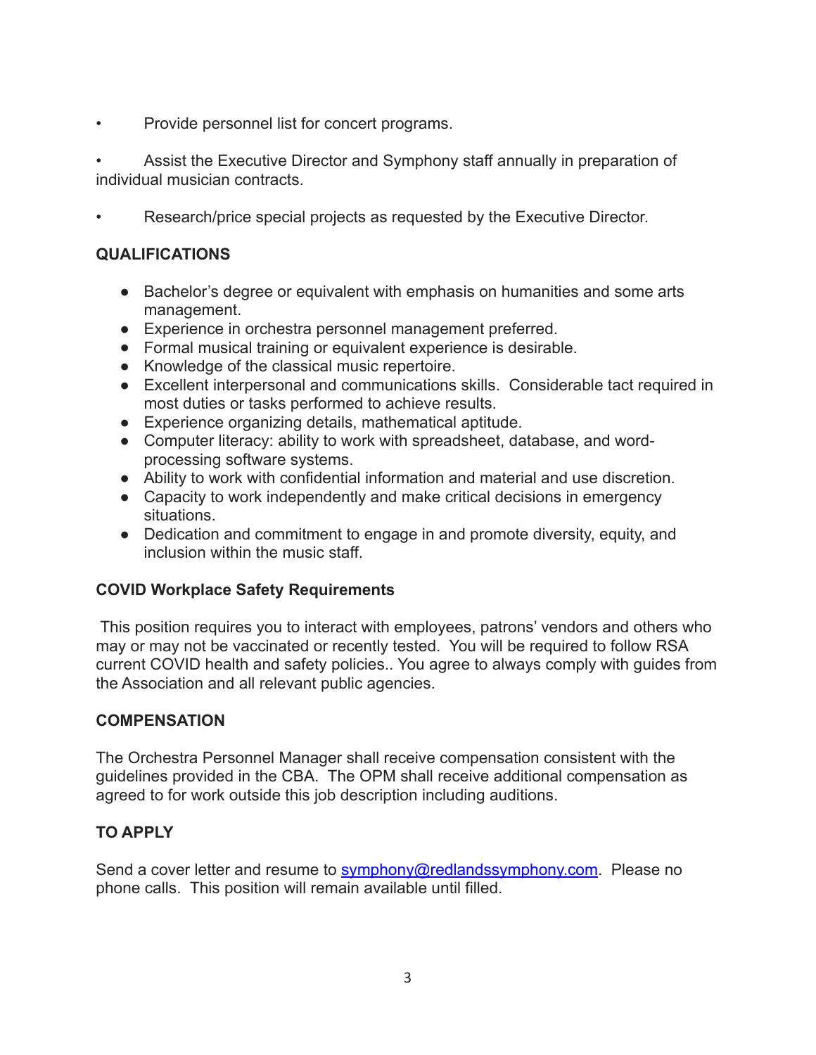- Provide personnel list for concert programs.

- Assist the Executive Director and Symphony staff annually in preparation of individual musician contracts.

- Research/price special projects as requested by the Executive Director.

**QUALIFICATIONS**

- Bachelor's degree or equivalent with emphasis on humanities and some arts management.
- Experience in orchestra personnel management preferred.
- Formal musical training or equivalent experience is desirable.
- Knowledge of the classical music repertoire.
- Excellent interpersonal and communications skills. Considerable tact required in most duties or tasks performed to achieve results.
- Experience organizing details, mathematical aptitude.
- Computer literacy: ability to work with spreadsheet, database, and word-processing software systems.
- Ability to work with confidential information and material and use discretion.
- Capacity to work independently and make critical decisions in emergency situations.
- Dedication and commitment to engage in and promote diversity, equity, and inclusion within the music staff.

**COVID Workplace Safety Requirements**

This position requires you to interact with employees, patrons' vendors and others who may or may not be vaccinated or recently tested. You will be required to follow RSA current COVID health and safety policies.. You agree to always comply with guides from the Association and all relevant public agencies.

**COMPENSATION**

The Orchestra Personnel Manager shall receive compensation consistent with the guidelines provided in the CBA. The OPM shall receive additional compensation as agreed to for work outside this job description including auditions.

**TO APPLY**

Send a cover letter and resume to symphony@redlandssymphony.com. Please no phone calls. This position will remain available until filled.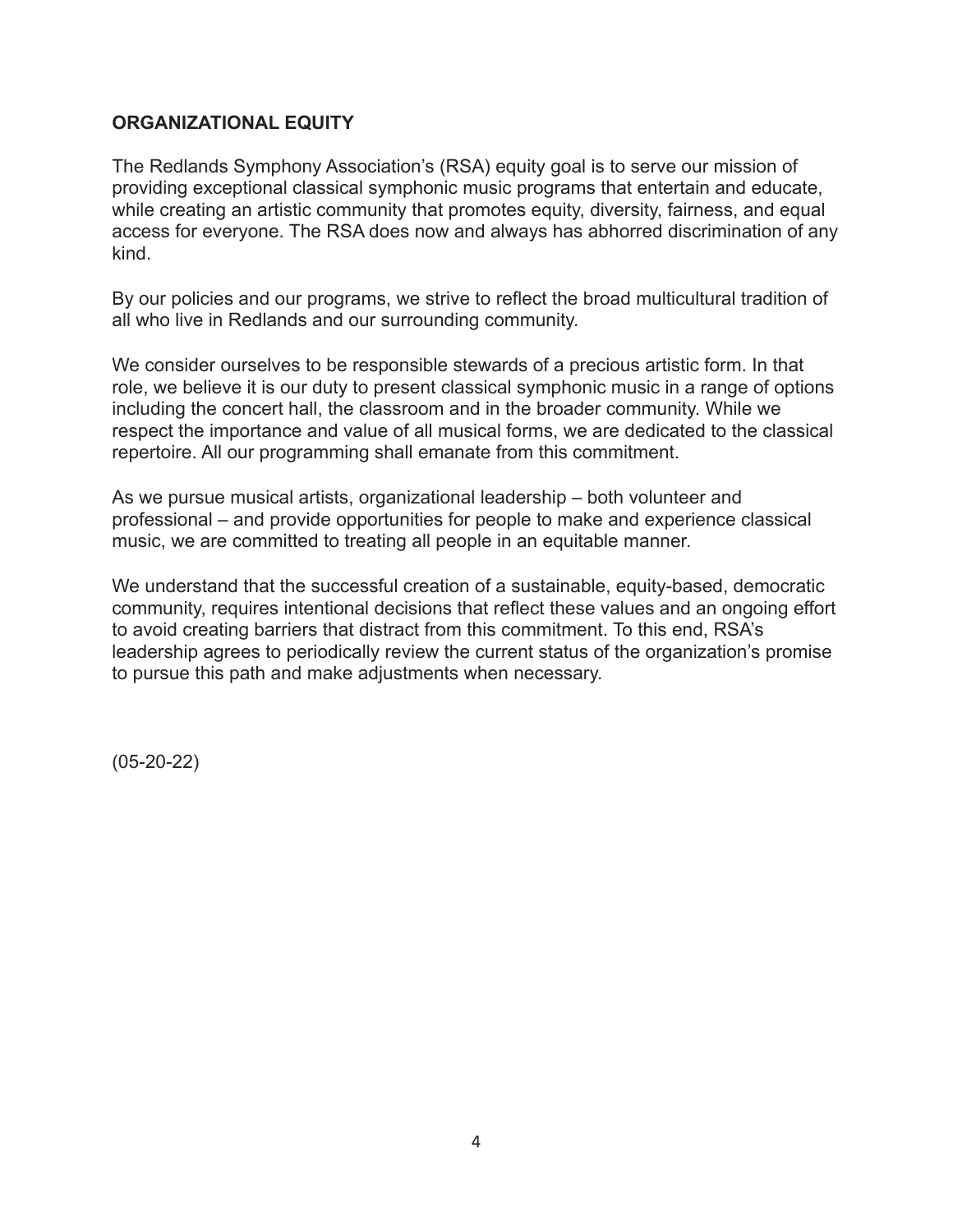## ORGANIZATIONAL EQUITY

The Redlands Symphony Association's (RSA) equity goal is to serve our mission of providing exceptional classical symphonic music programs that entertain and educate, while creating an artistic community that promotes equity, diversity, fairness, and equal access for everyone. The RSA does now and always has abhorred discrimination of any kind.

By our policies and our programs, we strive to reflect the broad multicultural tradition of all who live in Redlands and our surrounding community.

We consider ourselves to be responsible stewards of a precious artistic form. In that role, we believe it is our duty to present classical symphonic music in a range of options including the concert hall, the classroom and in the broader community. While we respect the importance and value of all musical forms, we are dedicated to the classical repertoire. All our programming shall emanate from this commitment.

As we pursue musical artists, organizational leadership – both volunteer and professional – and provide opportunities for people to make and experience classical music, we are committed to treating all people in an equitable manner.

We understand that the successful creation of a sustainable, equity-based, democratic community, requires intentional decisions that reflect these values and an ongoing effort to avoid creating barriers that distract from this commitment. To this end, RSA's leadership agrees to periodically review the current status of the organization's promise to pursue this path and make adjustments when necessary.

(05-20-22)